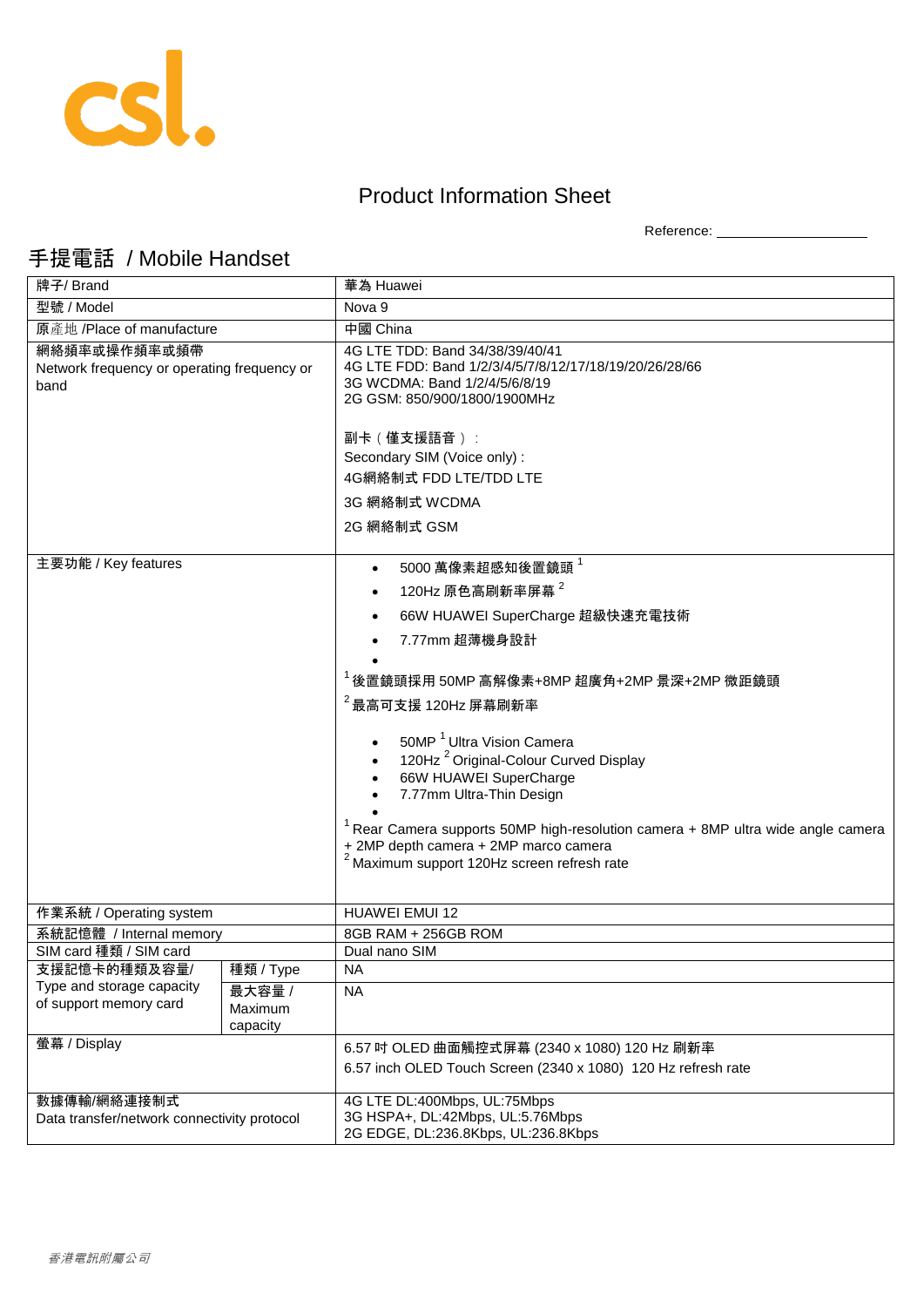# Product Information Sheet

Reference: ___________________

## 手提電話 / Mobile Handset

| 牌子/ Brand | | 華為 Huawei |
|---|---|---|
| 型號 / Model | | Nova 9 |
| 原產地 /Place of manufacture | | 中國 China |
| 網絡頻率或操作頻率或頻帶<br>Network frequency or operating frequency or band | | 4G LTE TDD: Band 34/38/39/40/41<br>4G LTE FDD: Band 1/2/3/4/5/7/8/12/17/18/19/20/26/28/66<br>3G WCDMA: Band 1/2/4/5/6/8/19<br>2G GSM: 850/900/1800/1900MHz<br><br>副卡（僅支援語音）：<br>Secondary SIM (Voice only) :<br>4G網絡制式 FDD LTE/TDD LTE<br>3G 網絡制式 WCDMA<br>2G 網絡制式 GSM |
| 主要功能 / Key features | | • 5000 萬像素超感知後置鏡頭 [1]<br>• 120Hz 原色高刷新率屏幕 [2]<br>• 66W HUAWEI SuperCharge 超級快速充電技術<br>• 7.77mm 超薄機身設計<br>•<br>[1] 後置鏡頭採用 50MP 高解像素+8MP 超廣角+2MP 景深+2MP 微距鏡頭<br>[2] 最高可支援 120Hz 屏幕刷新率<br><br>• 50MP [1] Ultra Vision Camera<br>• 120Hz [2] Original-Colour Curved Display<br>• 66W HUAWEI SuperCharge<br>• 7.77mm Ultra-Thin Design<br>•<br>[1] Rear Camera supports 50MP high-resolution camera + 8MP ultra wide angle camera + 2MP depth camera + 2MP marco camera<br>[2] Maximum support 120Hz screen refresh rate |
| 作業系統 / Operating system | | HUAWEI EMUI 12 |
| 系統記憶體 / Internal memory | | 8GB RAM + 256GB ROM |
| SIM card 種類 / SIM card | | Dual nano SIM |
| 支援記憶卡的種類及容量/<br>Type and storage capacity of support memory card | 種類 / Type | NA |
| | 最大容量 / Maximum capacity | NA |
| 螢幕 / Display | | 6.57 吋 OLED 曲面觸控式屏幕 (2340 x 1080) 120 Hz 刷新率<br>6.57 inch OLED Touch Screen (2340 x 1080) 120 Hz refresh rate |
| 數據傳輸/網絡連接制式<br>Data transfer/network connectivity protocol | | 4G LTE DL:400Mbps, UL:75Mbps<br>3G HSPA+, DL:42Mbps, UL:5.76Mbps<br>2G EDGE, DL:236.8Kbps, UL:236.8Kbps |

*香港電訊附屬公司*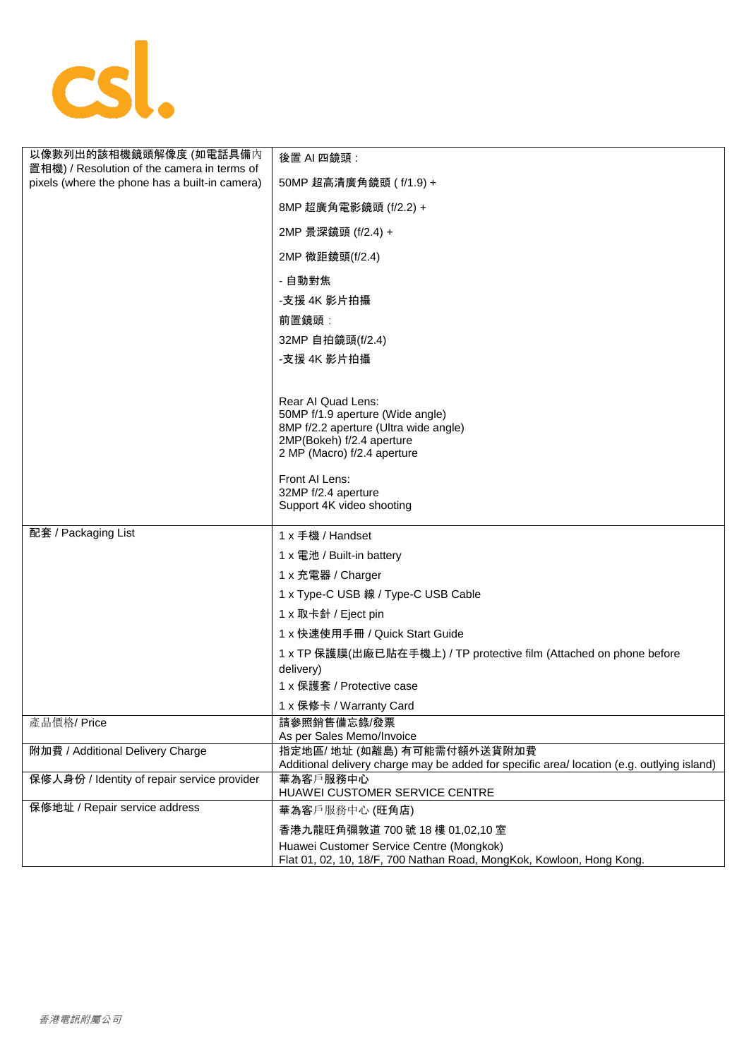| 以像數列出的該相機鏡頭解像度 (如電話具備內置相機) / Resolution of the camera in terms of pixels (where the phone has a built-in camera) | 後置 AI 四鏡頭：<br><br>50MP 超高清廣角鏡頭 ( f/1.9) +<br><br>8MP 超廣角電影鏡頭 (f/2.2) +<br><br>2MP 景深鏡頭 (f/2.4) +<br><br>2MP 微距鏡頭(f/2.4)<br><br>- 自動對焦<br><br>-支援 4K 影片拍攝<br><br>前置鏡頭：<br><br>32MP 自拍鏡頭(f/2.4)<br><br>-支援 4K 影片拍攝<br><br><br>Rear AI Quad Lens:<br>50MP f/1.9 aperture (Wide angle)<br>8MP f/2.2 aperture (Ultra wide angle)<br>2MP(Bokeh) f/2.4 aperture<br>2 MP (Macro) f/2.4 aperture<br><br>Front AI Lens:<br>32MP f/2.4 aperture<br>Support 4K video shooting |
|---|---|
| 配套 / Packaging List | 1 x 手機 / Handset<br><br>1 x 電池 / Built-in battery<br><br>1 x 充電器 / Charger<br><br>1 x Type-C USB 線 / Type-C USB Cable<br><br>1 x 取卡針 / Eject pin<br><br>1 x 快速使用手冊 / Quick Start Guide<br><br>1 x TP 保護膜(出廠已貼在手機上) / TP protective film (Attached on phone before delivery)<br><br>1 x 保護套 / Protective case<br><br>1 x 保修卡 / Warranty Card |
| 產品價格/ Price | 請參照銷售備忘錄/發票<br>As per Sales Memo/Invoice |
| 附加費 / Additional Delivery Charge | 指定地區/ 地址 (如離島) 有可能需付額外送貨附加費<br>Additional delivery charge may be added for specific area/ location (e.g. outlying island) |
| 保修人身份 / Identity of repair service provider | 華為客戶服務中心<br>HUAWEI CUSTOMER SERVICE CENTRE |
| 保修地址 / Repair service address | 華為客戶服務中心 (旺角店)<br><br>香港九龍旺角彌敦道 700 號 18 樓 01,02,10 室<br><br>Huawei Customer Service Centre (Mongkok)<br>Flat 01, 02, 10, 18/F, 700 Nathan Road, MongKok, Kowloon, Hong Kong. |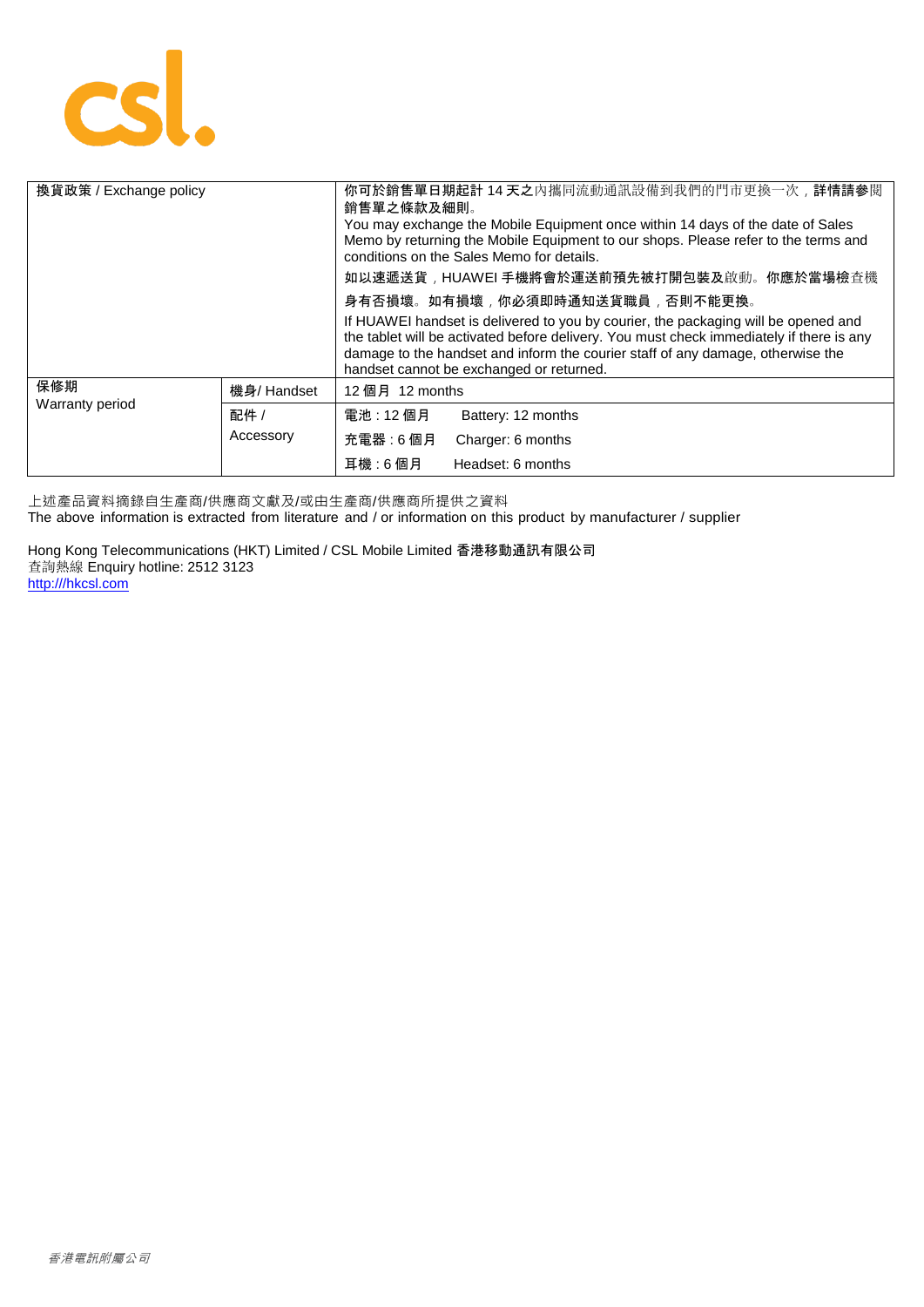| | | |
|---|---|---|
| 換貨政策 / Exchange policy | | **你可於銷售單日期起計 14 天之**內攜同流動通訊設備到我們的門市更換一次，**詳情請參**閱**銷售單之條款及細則**。<br>You may exchange the Mobile Equipment once within 14 days of the date of Sales Memo by returning the Mobile Equipment to our shops. Please refer to the terms and conditions on the Sales Memo for details.<br>**如以速遞送貨，HUAWEI 手機將會於運送前預先被打開包裝及**啟動。**你應於當場檢**查機**身有否損壞。如有損壞，你必須即時通知送貨職員，否則不能更換**。<br>If HUAWEI handset is delivered to you by courier, the packaging will be opened and the tablet will be activated before delivery. You must check immediately if there is any damage to the handset and inform the courier staff of any damage, otherwise the handset cannot be exchanged or returned. |
| **保修期**<br>Warranty period | 機身/ Handset | 12 個月 12 months |
| | 配件 / Accessory | 電池 : 12 個月 Battery: 12 months<br>充電器 : 6 個月 Charger: 6 months<br>耳機 : 6 個月 Headset: 6 months |

上述產品資料摘錄自生產商/供應商文獻及/或由生產商/供應商所提供之資料
The above information is extracted from literature and / or information on this product by manufacturer / supplier

Hong Kong Telecommunications (HKT) Limited / CSL Mobile Limited **香港移動通訊有限公司**
查詢熱線 Enquiry hotline: 2512 3123
http:///hkcsl.com